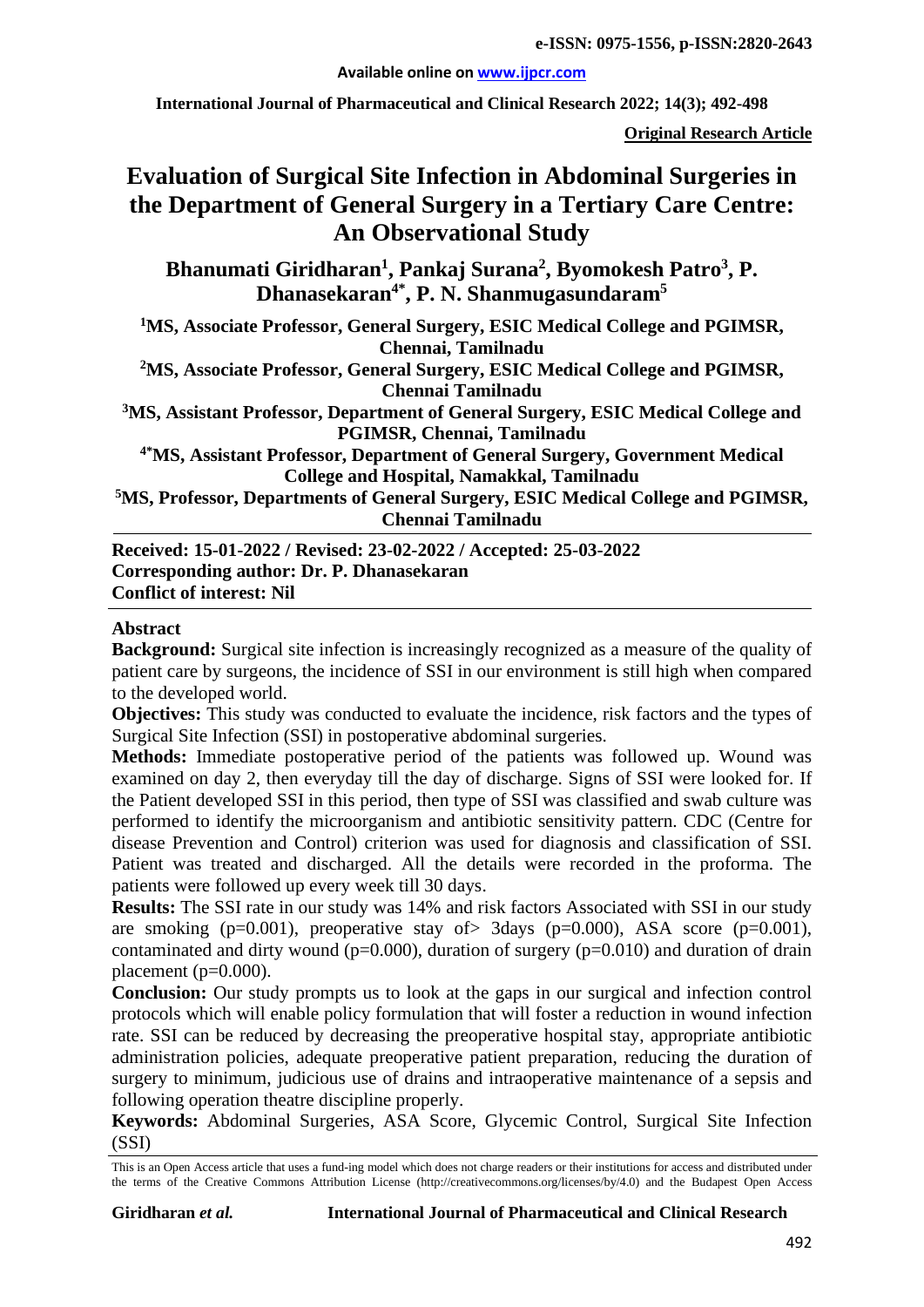**Original Research Article**

# Evaluation of Surgical Site Infection in Abdominal Surgeries in the Department of General Surgery in a Tertiary Care Centre: An Observational Study

**Bhanumati Giridharan[1], Pankaj Surana[2], Byomokesh Patro[3], P. Dhanasekaran[4*], P. N. Shanmugasundaram[5]**

[1]MS, Associate Professor, General Surgery, ESIC Medical College and PGIMSR, Chennai, Tamilnadu

[2]MS, Associate Professor, General Surgery, ESIC Medical College and PGIMSR, Chennai Tamilnadu

[3]MS, Assistant Professor, Department of General Surgery, ESIC Medical College and PGIMSR, Chennai, Tamilnadu

[4*]MS, Assistant Professor, Department of General Surgery, Government Medical College and Hospital, Namakkal, Tamilnadu

[5]MS, Professor, Departments of General Surgery, ESIC Medical College and PGIMSR, Chennai Tamilnadu

**Received: 15-01-2022 / Revised: 23-02-2022 / Accepted: 25-03-2022**
**Corresponding author: Dr. P. Dhanasekaran**
**Conflict of interest: Nil**

## Abstract

**Background:** Surgical site infection is increasingly recognized as a measure of the quality of patient care by surgeons, the incidence of SSI in our environment is still high when compared to the developed world.

**Objectives:** This study was conducted to evaluate the incidence, risk factors and the types of Surgical Site Infection (SSI) in postoperative abdominal surgeries.

**Methods:** Immediate postoperative period of the patients was followed up. Wound was examined on day 2, then everyday till the day of discharge. Signs of SSI were looked for. If the Patient developed SSI in this period, then type of SSI was classified and swab culture was performed to identify the microorganism and antibiotic sensitivity pattern. CDC (Centre for disease Prevention and Control) criterion was used for diagnosis and classification of SSI. Patient was treated and discharged. All the details were recorded in the proforma. The patients were followed up every week till 30 days.

**Results:** The SSI rate in our study was 14% and risk factors Associated with SSI in our study are smoking ($p=0.001$), preoperative stay of> 3days ($p=0.000$), ASA score ($p=0.001$), contaminated and dirty wound ($p=0.000$), duration of surgery ($p=0.010$) and duration of drain placement ($p=0.000$).

**Conclusion:** Our study prompts us to look at the gaps in our surgical and infection control protocols which will enable policy formulation that will foster a reduction in wound infection rate. SSI can be reduced by decreasing the preoperative hospital stay, appropriate antibiotic administration policies, adequate preoperative patient preparation, reducing the duration of surgery to minimum, judicious use of drains and intraoperative maintenance of a sepsis and following operation theatre discipline properly.

**Keywords:** Abdominal Surgeries, ASA Score, Glycemic Control, Surgical Site Infection (SSI)

This is an Open Access article that uses a fund-ing model which does not charge readers or their institutions for access and distributed under the terms of the Creative Commons Attribution License (http://creativecommons.org/licenses/by/4.0) and the Budapest Open Access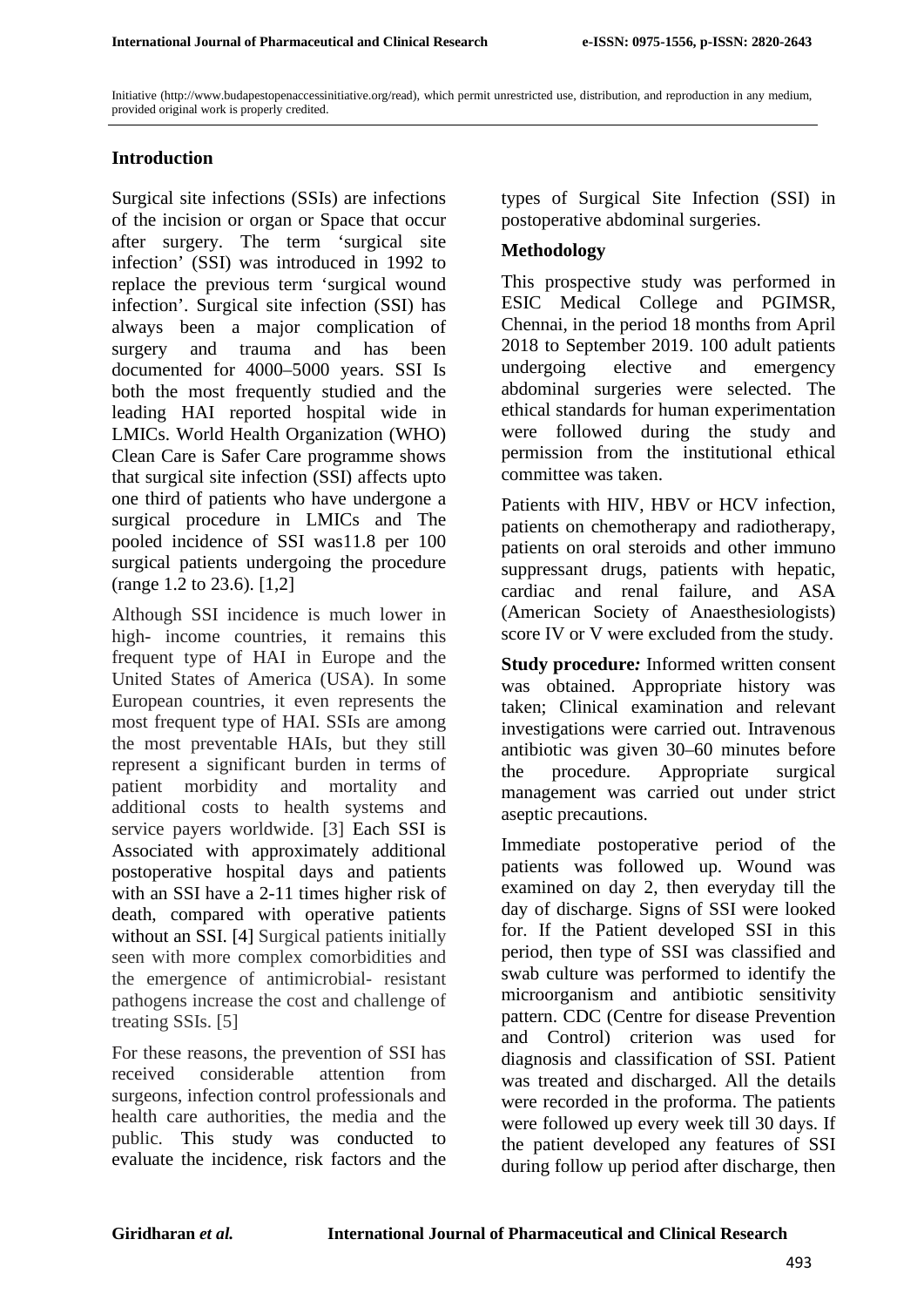Initiative (http://www.budapestopenaccessinitiative.org/read), which permit unrestricted use, distribution, and reproduction in any medium, provided original work is properly credited.

## Introduction

Surgical site infections (SSIs) are infections of the incision or organ or Space that occur after surgery. The term 'surgical site infection' (SSI) was introduced in 1992 to replace the previous term 'surgical wound infection'. Surgical site infection (SSI) has always been a major complication of surgery and trauma and has been documented for 4000–5000 years. SSI Is both the most frequently studied and the leading HAI reported hospital wide in LMICs. World Health Organization (WHO) Clean Care is Safer Care programme shows that surgical site infection (SSI) affects upto one third of patients who have undergone a surgical procedure in LMICs and The pooled incidence of SSI was11.8 per 100 surgical patients undergoing the procedure (range 1.2 to 23.6). [1,2]

Although SSI incidence is much lower in high- income countries, it remains this frequent type of HAI in Europe and the United States of America (USA). In some European countries, it even represents the most frequent type of HAI. SSIs are among the most preventable HAIs, but they still represent a significant burden in terms of patient morbidity and mortality and additional costs to health systems and service payers worldwide. [3] Each SSI is Associated with approximately additional postoperative hospital days and patients with an SSI have a 2-11 times higher risk of death, compared with operative patients without an SSI. [4] Surgical patients initially seen with more complex comorbidities and the emergence of antimicrobial- resistant pathogens increase the cost and challenge of treating SSIs. [5]

For these reasons, the prevention of SSI has received considerable attention from surgeons, infection control professionals and health care authorities, the media and the public. This study was conducted to evaluate the incidence, risk factors and the types of Surgical Site Infection (SSI) in postoperative abdominal surgeries.

## Methodology

This prospective study was performed in ESIC Medical College and PGIMSR, Chennai, in the period 18 months from April 2018 to September 2019. 100 adult patients undergoing elective and emergency abdominal surgeries were selected. The ethical standards for human experimentation were followed during the study and permission from the institutional ethical committee was taken.

Patients with HIV, HBV or HCV infection, patients on chemotherapy and radiotherapy, patients on oral steroids and other immuno suppressant drugs, patients with hepatic, cardiac and renal failure, and ASA (American Society of Anaesthesiologists) score IV or V were excluded from the study.

**Study procedure*:*** Informed written consent was obtained. Appropriate history was taken; Clinical examination and relevant investigations were carried out. Intravenous antibiotic was given 30–60 minutes before the procedure. Appropriate surgical management was carried out under strict aseptic precautions.

Immediate postoperative period of the patients was followed up. Wound was examined on day 2, then everyday till the day of discharge. Signs of SSI were looked for. If the Patient developed SSI in this period, then type of SSI was classified and swab culture was performed to identify the microorganism and antibiotic sensitivity pattern. CDC (Centre for disease Prevention and Control) criterion was used for diagnosis and classification of SSI. Patient was treated and discharged. All the details were recorded in the proforma. The patients were followed up every week till 30 days. If the patient developed any features of SSI during follow up period after discharge, then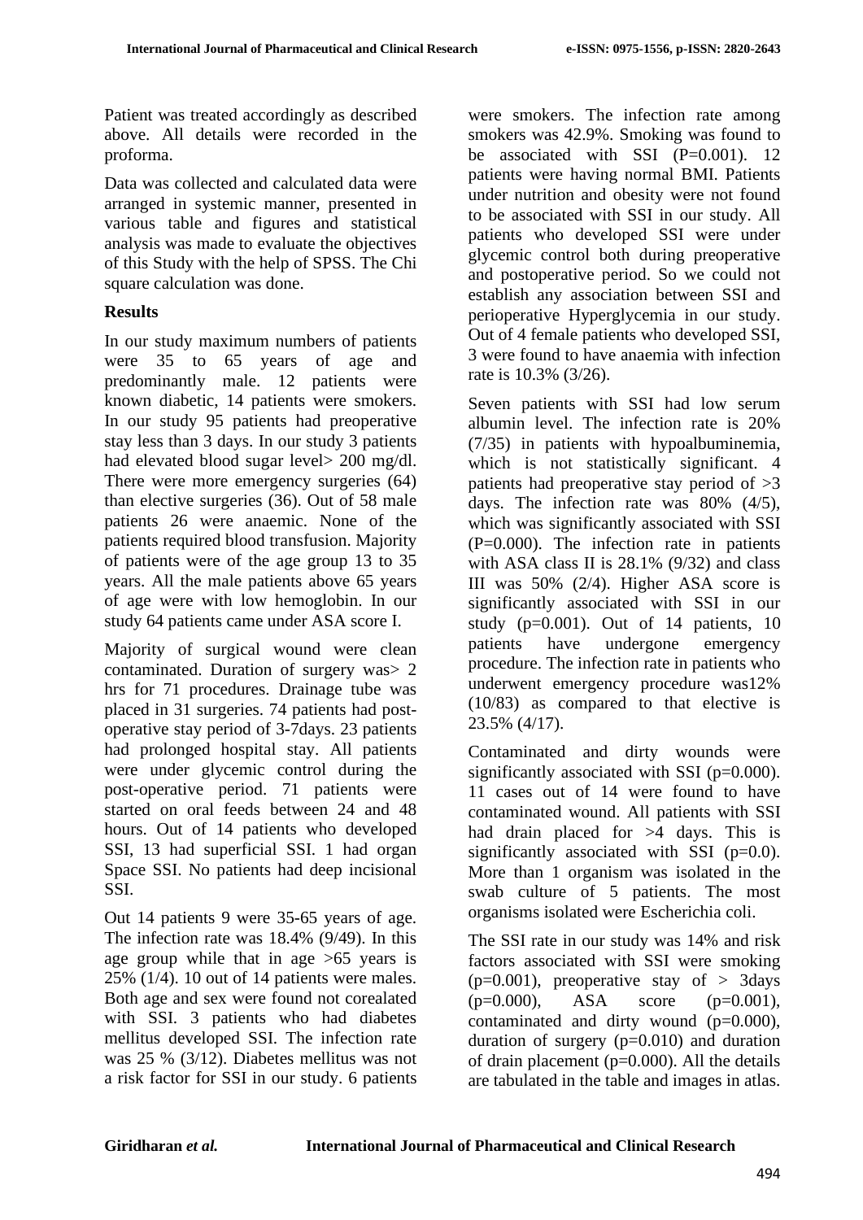Patient was treated accordingly as described above. All details were recorded in the proforma.

Data was collected and calculated data were arranged in systemic manner, presented in various table and figures and statistical analysis was made to evaluate the objectives of this Study with the help of SPSS. The Chi square calculation was done.

**Results**

In our study maximum numbers of patients were 35 to 65 years of age and predominantly male. 12 patients were known diabetic, 14 patients were smokers. In our study 95 patients had preoperative stay less than 3 days. In our study 3 patients had elevated blood sugar level> 200 mg/dl. There were more emergency surgeries (64) than elective surgeries (36). Out of 58 male patients 26 were anaemic. None of the patients required blood transfusion. Majority of patients were of the age group 13 to 35 years. All the male patients above 65 years of age were with low hemoglobin. In our study 64 patients came under ASA score I.

Majority of surgical wound were clean contaminated. Duration of surgery was> 2 hrs for 71 procedures. Drainage tube was placed in 31 surgeries. 74 patients had post-operative stay period of 3-7days. 23 patients had prolonged hospital stay. All patients were under glycemic control during the post-operative period. 71 patients were started on oral feeds between 24 and 48 hours. Out of 14 patients who developed SSI, 13 had superficial SSI. 1 had organ Space SSI. No patients had deep incisional SSI.

Out 14 patients 9 were 35-65 years of age. The infection rate was 18.4% (9/49). In this age group while that in age >65 years is 25% (1/4). 10 out of 14 patients were males. Both age and sex were found not corealated with SSI. 3 patients who had diabetes mellitus developed SSI. The infection rate was 25 % (3/12). Diabetes mellitus was not a risk factor for SSI in our study. 6 patients were smokers. The infection rate among smokers was 42.9%. Smoking was found to be associated with SSI (P=0.001). 12 patients were having normal BMI. Patients under nutrition and obesity were not found to be associated with SSI in our study. All patients who developed SSI were under glycemic control both during preoperative and postoperative period. So we could not establish any association between SSI and perioperative Hyperglycemia in our study. Out of 4 female patients who developed SSI, 3 were found to have anaemia with infection rate is 10.3% (3/26).

Seven patients with SSI had low serum albumin level. The infection rate is 20% (7/35) in patients with hypoalbuminemia, which is not statistically significant. 4 patients had preoperative stay period of >3 days. The infection rate was 80% (4/5), which was significantly associated with SSI (P=0.000). The infection rate in patients with ASA class II is 28.1% (9/32) and class III was 50% (2/4). Higher ASA score is significantly associated with SSI in our study (p=0.001). Out of 14 patients, 10 patients have undergone emergency procedure. The infection rate in patients who underwent emergency procedure was12% (10/83) as compared to that elective is 23.5% (4/17).

Contaminated and dirty wounds were significantly associated with SSI (p=0.000). 11 cases out of 14 were found to have contaminated wound. All patients with SSI had drain placed for >4 days. This is significantly associated with SSI (p=0.0). More than 1 organism was isolated in the swab culture of 5 patients. The most organisms isolated were Escherichia coli.

The SSI rate in our study was 14% and risk factors associated with SSI were smoking (p=0.001), preoperative stay of > 3days (p=0.000), ASA score (p=0.001), contaminated and dirty wound (p=0.000), duration of surgery (p=0.010) and duration of drain placement (p=0.000). All the details are tabulated in the table and images in atlas.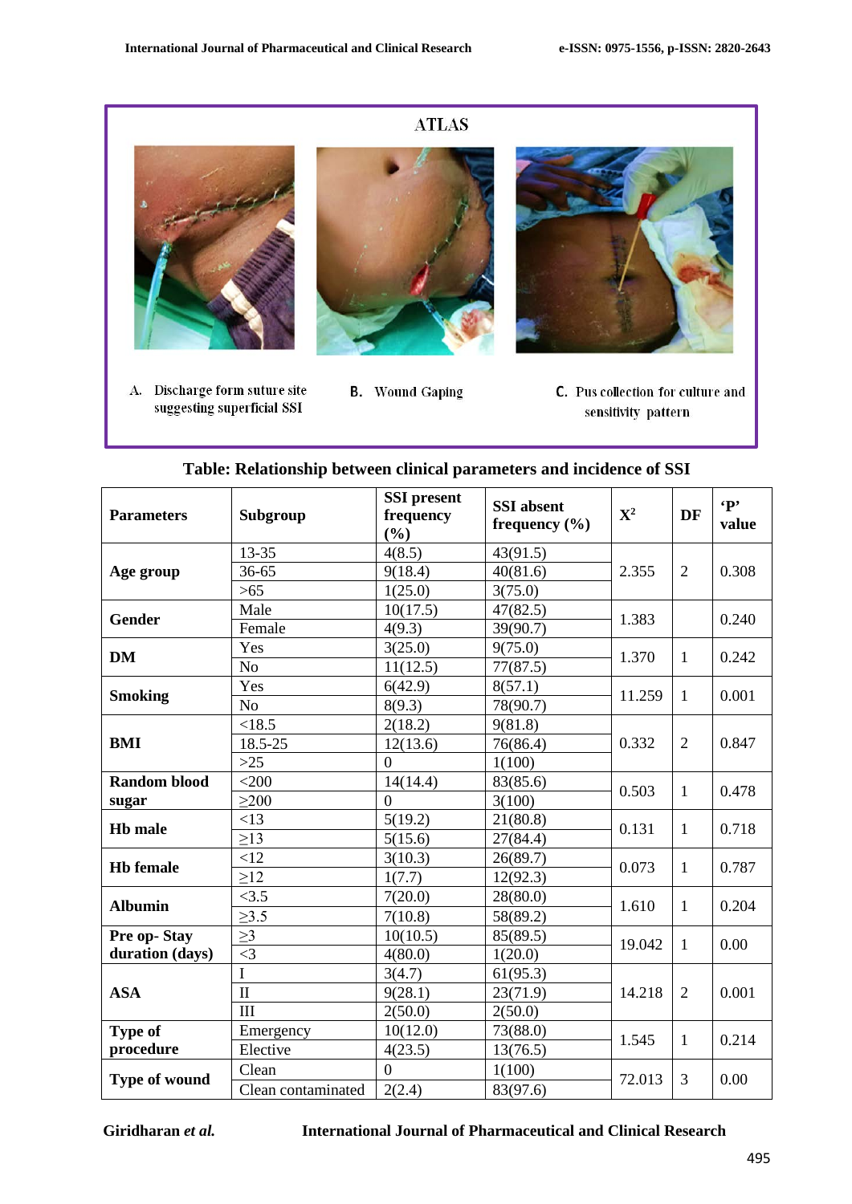ATLAS

A. Discharge form suture site suggesting superficial SSI

B. Wound Gaping

C. Pus collection for culture and sensitivity pattern

**Table: Relationship between clinical parameters and incidence of SSI**

| Parameters | Subgroup | SSI present frequency (%) | SSI absent frequency (%) | $X^2$ | DF | 'P' value |
|---|---|---|---|---|---|---|
| **Age group** | 13-35 | 4(8.5) | 43(91.5) | 2.355 | 2 | 0.308 |
| | 36-65 | 9(18.4) | 40(81.6) | | | |
| | >65 | 1(25.0) | 3(75.0) | | | |
| **Gender** | Male | 10(17.5) | 47(82.5) | 1.383 | | 0.240 |
| | Female | 4(9.3) | 39(90.7) | | | |
| **DM** | Yes | 3(25.0) | 9(75.0) | 1.370 | 1 | 0.242 |
| | No | 11(12.5) | 77(87.5) | | | |
| **Smoking** | Yes | 6(42.9) | 8(57.1) | 11.259 | 1 | 0.001 |
| | No | 8(9.3) | 78(90.7) | | | |
| **BMI** | <18.5 | 2(18.2) | 9(81.8) | 0.332 | 2 | 0.847 |
| | 18.5-25 | 12(13.6) | 76(86.4) | | | |
| | >25 | 0 | 1(100) | | | |
| **Random blood sugar** | <200 | 14(14.4) | 83(85.6) | 0.503 | 1 | 0.478 |
| | ≥200 | 0 | 3(100) | | | |
| **Hb male** | <13 | 5(19.2) | 21(80.8) | 0.131 | 1 | 0.718 |
| | ≥13 | 5(15.6) | 27(84.4) | | | |
| **Hb female** | <12 | 3(10.3) | 26(89.7) | 0.073 | 1 | 0.787 |
| | ≥12 | 1(7.7) | 12(92.3) | | | |
| **Albumin** | <3.5 | 7(20.0) | 28(80.0) | 1.610 | 1 | 0.204 |
| | ≥3.5 | 7(10.8) | 58(89.2) | | | |
| **Pre op- Stay duration (days)** | ≥3 | 10(10.5) | 85(89.5) | 19.042 | 1 | 0.00 |
| | <3 | 4(80.0) | 1(20.0) | | | |
| **ASA** | I | 3(4.7) | 61(95.3) | 14.218 | 2 | 0.001 |
| | II | 9(28.1) | 23(71.9) | | | |
| | III | 2(50.0) | 2(50.0) | | | |
| **Type of procedure** | Emergency | 10(12.0) | 73(88.0) | 1.545 | 1 | 0.214 |
| | Elective | 4(23.5) | 13(76.5) | | | |
| **Type of wound** | Clean | 0 | 1(100) | 72.013 | 3 | 0.00 |
| | Clean contaminated | 2(2.4) | 83(97.6) | | | |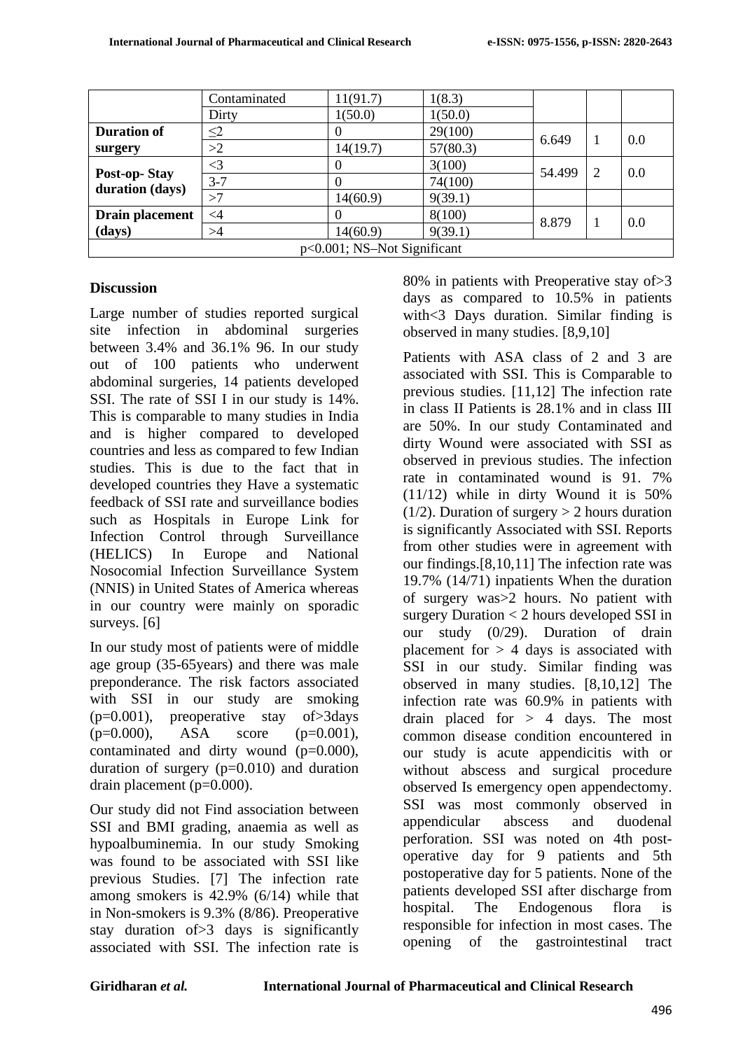| | | | | | | |
|---|---|---|---|---|---|---|
| | Contaminated | 11(91.7) | 1(8.3) | | | |
| | Dirty | 1(50.0) | 1(50.0) | | | |
| **Duration of surgery** | ≤2 | 0 | 29(100) | 6.649 | 1 | 0.0 |
| | >2 | 14(19.7) | 57(80.3) | | | |
| **Post-op- Stay duration (days)** | <3 | 0 | 3(100) | 54.499 | 2 | 0.0 |
| | 3-7 | 0 | 74(100) | | | |
| | >7 | 14(60.9) | 9(39.1) | | | |
| **Drain placement (days)** | <4 | 0 | 8(100) | 8.879 | 1 | 0.0 |
| | >4 | 14(60.9) | 9(39.1) | | | |
| p<0.001; NS–Not Significant | | | | | | |

## Discussion

Large number of studies reported surgical site infection in abdominal surgeries between 3.4% and 36.1% 96. In our study out of 100 patients who underwent abdominal surgeries, 14 patients developed SSI. The rate of SSI I in our study is 14%. This is comparable to many studies in India and is higher compared to developed countries and less as compared to few Indian studies. This is due to the fact that in developed countries they Have a systematic feedback of SSI rate and surveillance bodies such as Hospitals in Europe Link for Infection Control through Surveillance (HELICS) In Europe and National Nosocomial Infection Surveillance System (NNIS) in United States of America whereas in our country were mainly on sporadic surveys. [6]

In our study most of patients were of middle age group (35-65years) and there was male preponderance. The risk factors associated with SSI in our study are smoking (p=0.001), preoperative stay of>3days (p=0.000), ASA score (p=0.001), contaminated and dirty wound (p=0.000), duration of surgery (p=0.010) and duration drain placement (p=0.000).

Our study did not Find association between SSI and BMI grading, anaemia as well as hypoalbuminemia. In our study Smoking was found to be associated with SSI like previous Studies. [7] The infection rate among smokers is 42.9% (6/14) while that in Non-smokers is 9.3% (8/86). Preoperative stay duration of>3 days is significantly associated with SSI. The infection rate is 80% in patients with Preoperative stay of>3 days as compared to 10.5% in patients with<3 Days duration. Similar finding is observed in many studies. [8,9,10]

Patients with ASA class of 2 and 3 are associated with SSI. This is Comparable to previous studies. [11,12] The infection rate in class II Patients is 28.1% and in class III are 50%. In our study Contaminated and dirty Wound were associated with SSI as observed in previous studies. The infection rate in contaminated wound is 91. 7% (11/12) while in dirty Wound it is 50% (1/2). Duration of surgery > 2 hours duration is significantly Associated with SSI. Reports from other studies were in agreement with our findings.[8,10,11] The infection rate was 19.7% (14/71) inpatients When the duration of surgery was>2 hours. No patient with surgery Duration < 2 hours developed SSI in our study (0/29). Duration of drain placement for > 4 days is associated with SSI in our study. Similar finding was observed in many studies. [8,10,12] The infection rate was 60.9% in patients with drain placed for > 4 days. The most common disease condition encountered in our study is acute appendicitis with or without abscess and surgical procedure observed Is emergency open appendectomy. SSI was most commonly observed in appendicular abscess and duodenal perforation. SSI was noted on 4th post-operative day for 9 patients and 5th postoperative day for 5 patients. None of the patients developed SSI after discharge from hospital. The Endogenous flora is responsible for infection in most cases. The opening of the gastrointestinal tract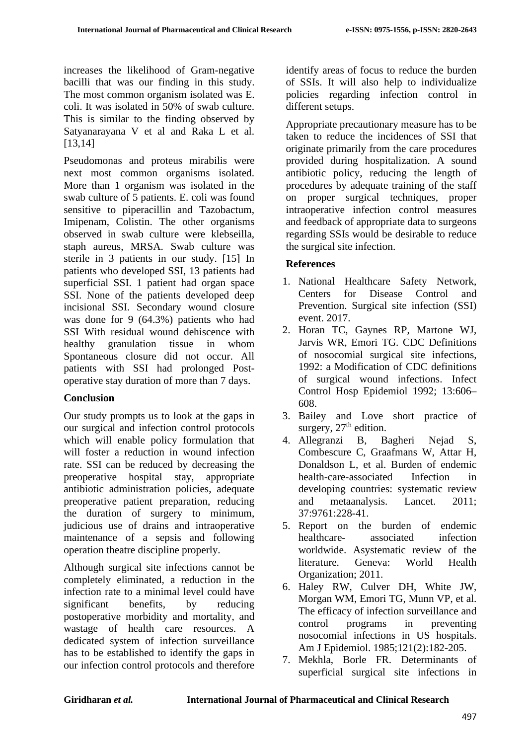increases the likelihood of Gram-negative bacilli that was our finding in this study. The most common organism isolated was E. coli. It was isolated in 50% of swab culture. This is similar to the finding observed by Satyanarayana V et al and Raka L et al. [13,14]

Pseudomonas and proteus mirabilis were next most common organisms isolated. More than 1 organism was isolated in the swab culture of 5 patients. E. coli was found sensitive to piperacillin and Tazobactum, Imipenam, Colistin. The other organisms observed in swab culture were klebseilla, staph aureus, MRSA. Swab culture was sterile in 3 patients in our study. [15] In patients who developed SSI, 13 patients had superficial SSI. 1 patient had organ space SSI. None of the patients developed deep incisional SSI. Secondary wound closure was done for 9 (64.3%) patients who had SSI With residual wound dehiscence with healthy granulation tissue in whom Spontaneous closure did not occur. All patients with SSI had prolonged Post-operative stay duration of more than 7 days.

## Conclusion

Our study prompts us to look at the gaps in our surgical and infection control protocols which will enable policy formulation that will foster a reduction in wound infection rate. SSI can be reduced by decreasing the preoperative hospital stay, appropriate antibiotic administration policies, adequate preoperative patient preparation, reducing the duration of surgery to minimum, judicious use of drains and intraoperative maintenance of a sepsis and following operation theatre discipline properly.

Although surgical site infections cannot be completely eliminated, a reduction in the infection rate to a minimal level could have significant benefits, by reducing postoperative morbidity and mortality, and wastage of health care resources. A dedicated system of infection surveillance has to be established to identify the gaps in our infection control protocols and therefore identify areas of focus to reduce the burden of SSIs. It will also help to individualize policies regarding infection control in different setups.

Appropriate precautionary measure has to be taken to reduce the incidences of SSI that originate primarily from the care procedures provided during hospitalization. A sound antibiotic policy, reducing the length of procedures by adequate training of the staff on proper surgical techniques, proper intraoperative infection control measures and feedback of appropriate data to surgeons regarding SSIs would be desirable to reduce the surgical site infection.

## References

1. National Healthcare Safety Network, Centers for Disease Control and Prevention. Surgical site infection (SSI) event. 2017.
2. Horan TC, Gaynes RP, Martone WJ, Jarvis WR, Emori TG. CDC Definitions of nosocomial surgical site infections, 1992: a Modification of CDC definitions of surgical wound infections. Infect Control Hosp Epidemiol 1992; 13:606–608.
3. Bailey and Love short practice of surgery, 27th edition.
4. Allegranzi B, Bagheri Nejad S, Combescure C, Graafmans W, Attar H, Donaldson L, et al. Burden of endemic health-care-associated Infection in developing countries: systematic review and metaanalysis. Lancet. 2011; 37:9761:228-41.
5. Report on the burden of endemic healthcare- associated infection worldwide. Asystematic review of the literature. Geneva: World Health Organization; 2011.
6. Haley RW, Culver DH, White JW, Morgan WM, Emori TG, Munn VP, et al. The efficacy of infection surveillance and control programs in preventing nosocomial infections in US hospitals. Am J Epidemiol. 1985;121(2):182-205.
7. Mekhla, Borle FR. Determinants of superficial surgical site infections in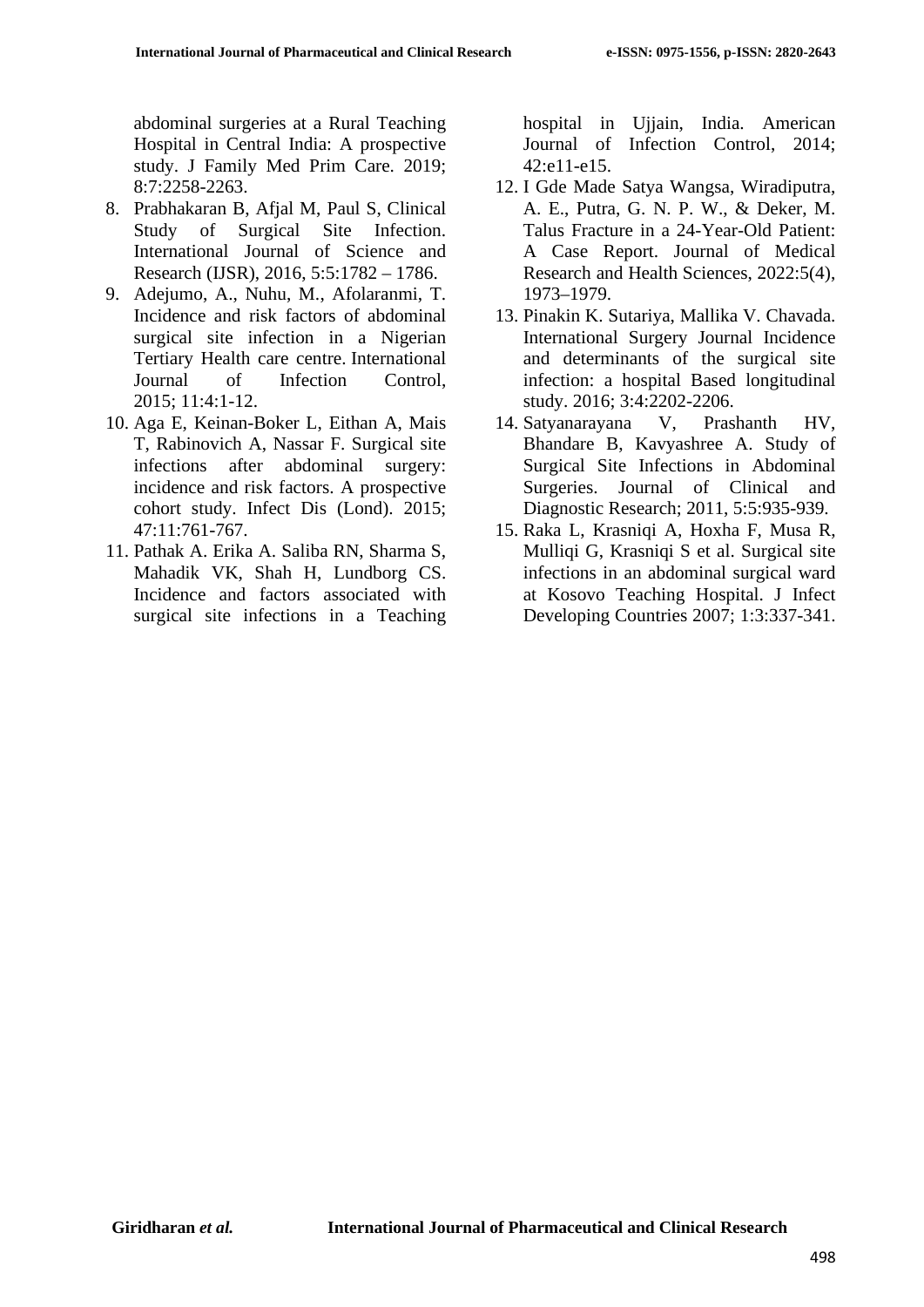abdominal surgeries at a Rural Teaching Hospital in Central India: A prospective study. J Family Med Prim Care. 2019; 8:7:2258-2263.

8. Prabhakaran B, Afjal M, Paul S, Clinical Study of Surgical Site Infection. International Journal of Science and Research (IJSR), 2016, 5:5:1782 – 1786.
9. Adejumo, A., Nuhu, M., Afolaranmi, T. Incidence and risk factors of abdominal surgical site infection in a Nigerian Tertiary Health care centre. International Journal of Infection Control, 2015; 11:4:1-12.
10. Aga E, Keinan-Boker L, Eithan A, Mais T, Rabinovich A, Nassar F. Surgical site infections after abdominal surgery: incidence and risk factors. A prospective cohort study. Infect Dis (Lond). 2015; 47:11:761-767.
11. Pathak A. Erika A. Saliba RN, Sharma S, Mahadik VK, Shah H, Lundborg CS. Incidence and factors associated with surgical site infections in a Teaching hospital in Ujjain, India. American Journal of Infection Control, 2014; 42:e11-e15.
12. I Gde Made Satya Wangsa, Wiradiputra, A. E., Putra, G. N. P. W., & Deker, M. Talus Fracture in a 24-Year-Old Patient: A Case Report. Journal of Medical Research and Health Sciences, 2022:5(4), 1973–1979.
13. Pinakin K. Sutariya, Mallika V. Chavada. International Surgery Journal Incidence and determinants of the surgical site infection: a hospital Based longitudinal study. 2016; 3:4:2202-2206.
14. Satyanarayana V, Prashanth HV, Bhandare B, Kavyashree A. Study of Surgical Site Infections in Abdominal Surgeries. Journal of Clinical and Diagnostic Research; 2011, 5:5:935-939.
15. Raka L, Krasniqi A, Hoxha F, Musa R, Mulliqi G, Krasniqi S et al. Surgical site infections in an abdominal surgical ward at Kosovo Teaching Hospital. J Infect Developing Countries 2007; 1:3:337-341.